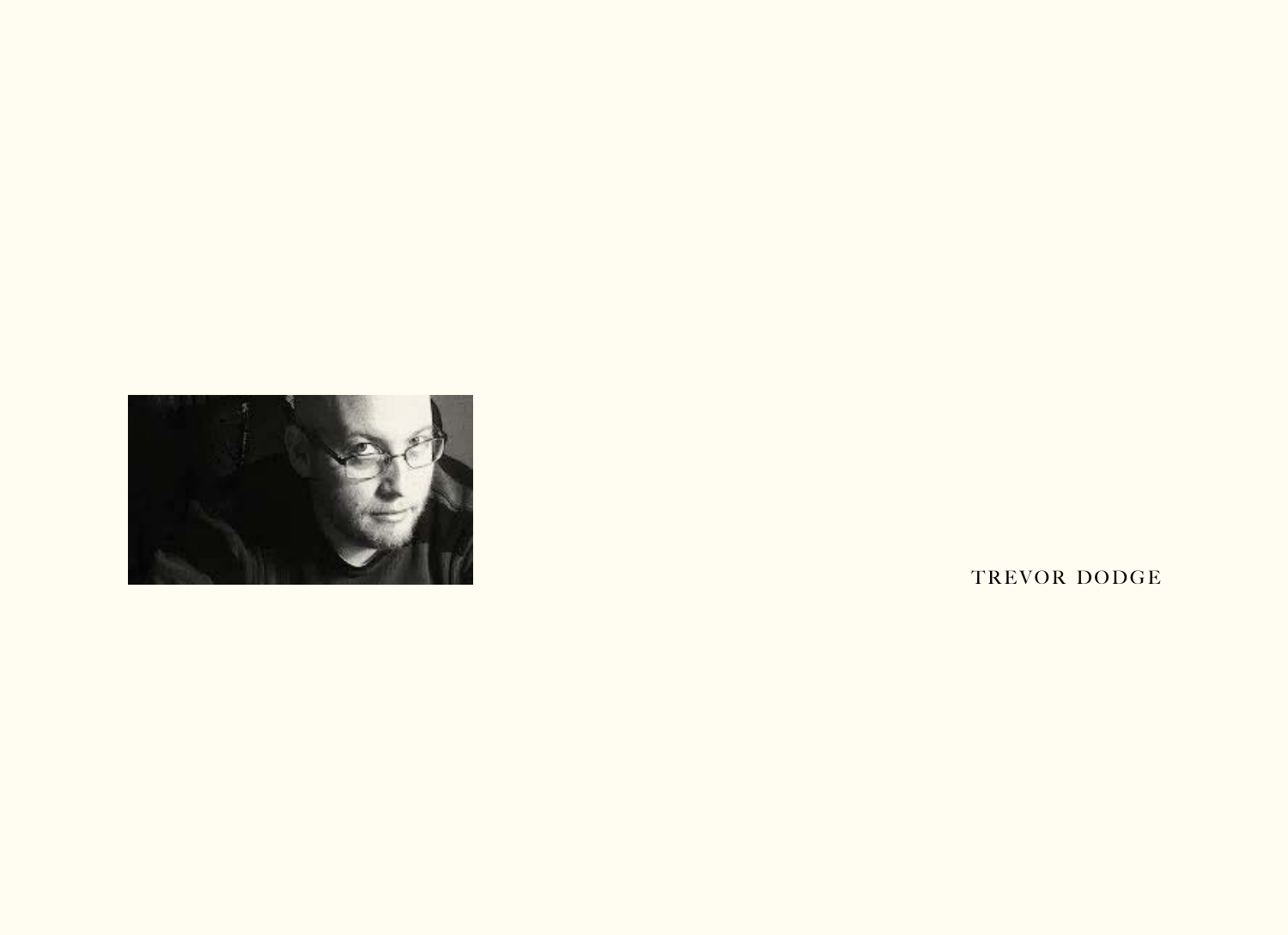TREVOR DODGE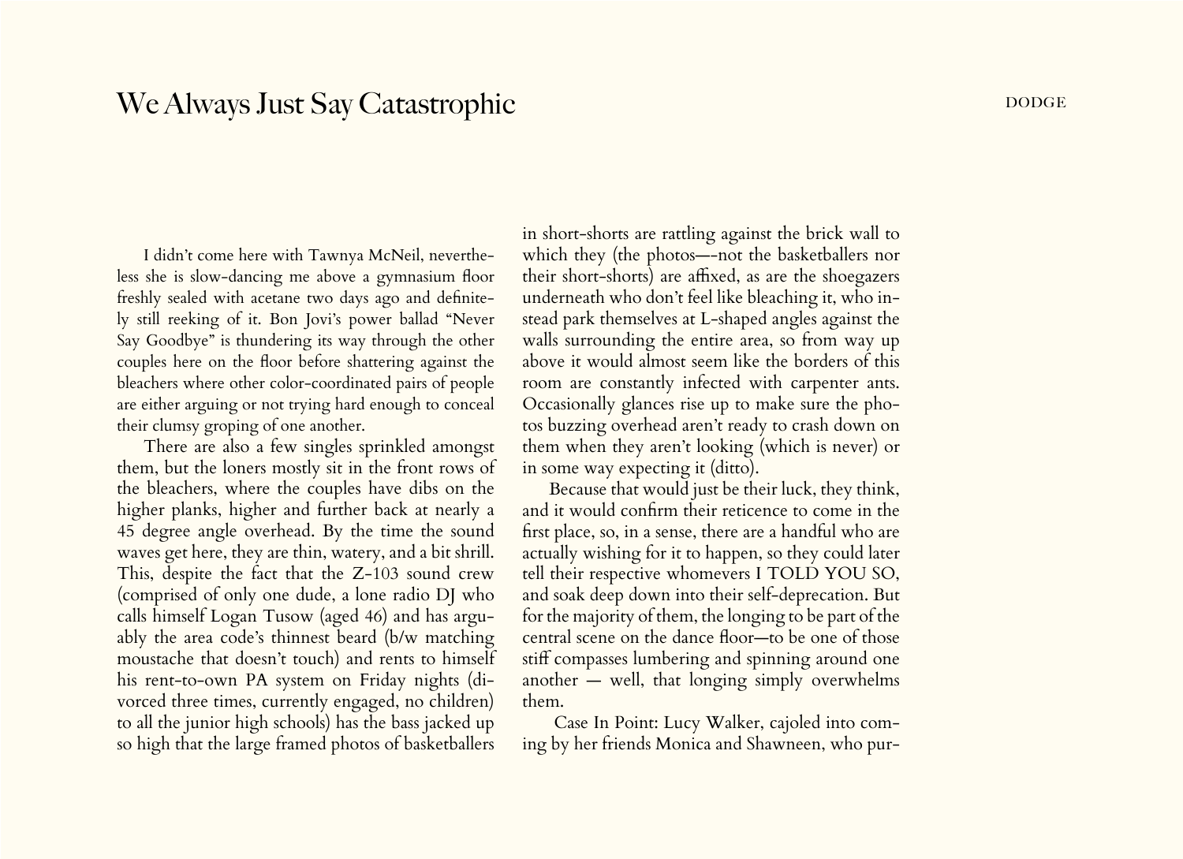# We Always Just Say Catastrophic

I didn't come here with Tawnya McNeil, nevertheless she is slow-dancing me above a gymnasium floor freshly sealed with acetane two days ago and definitely still reeking of it. Bon Jovi's power ballad "Never Say Goodbye" is thundering its way through the other couples here on the floor before shattering against the bleachers where other color-coordinated pairs of people are either arguing or not trying hard enough to conceal their clumsy groping of one another.

There are also a few singles sprinkled amongst them, but the loners mostly sit in the front rows of the bleachers, where the couples have dibs on the higher planks, higher and further back at nearly a 45 degree angle overhead. By the time the sound waves get here, they are thin, watery, and a bit shrill. This, despite the fact that the Z-103 sound crew (comprised of only one dude, a lone radio DJ who calls himself Logan Tusow (aged 46) and has arguably the area code's thinnest beard (b/w matching moustache that doesn't touch) and rents to himself his rent-to-own PA system on Friday nights (divorced three times, currently engaged, no children) to all the junior high schools) has the bass jacked up so high that the large framed photos of basketballers in short-shorts are rattling against the brick wall to which they (the photos—-not the basketballers nor their short-shorts) are affixed, as are the shoegazers underneath who don't feel like bleaching it, who instead park themselves at L-shaped angles against the walls surrounding the entire area, so from way up above it would almost seem like the borders of this room are constantly infected with carpenter ants. Occasionally glances rise up to make sure the photos buzzing overhead aren't ready to crash down on them when they aren't looking (which is never) or in some way expecting it (ditto).

Because that would just be their luck, they think, and it would confirm their reticence to come in the first place, so, in a sense, there are a handful who are actually wishing for it to happen, so they could later tell their respective whomevers I TOLD YOU SO, and soak deep down into their self-deprecation. But for the majority of them, the longing to be part of the central scene on the dance floor—to be one of those stiff compasses lumbering and spinning around one another — well, that longing simply overwhelms them.

Case In Point: Lucy Walker, cajoled into coming by her friends Monica and Shawneen, who pur-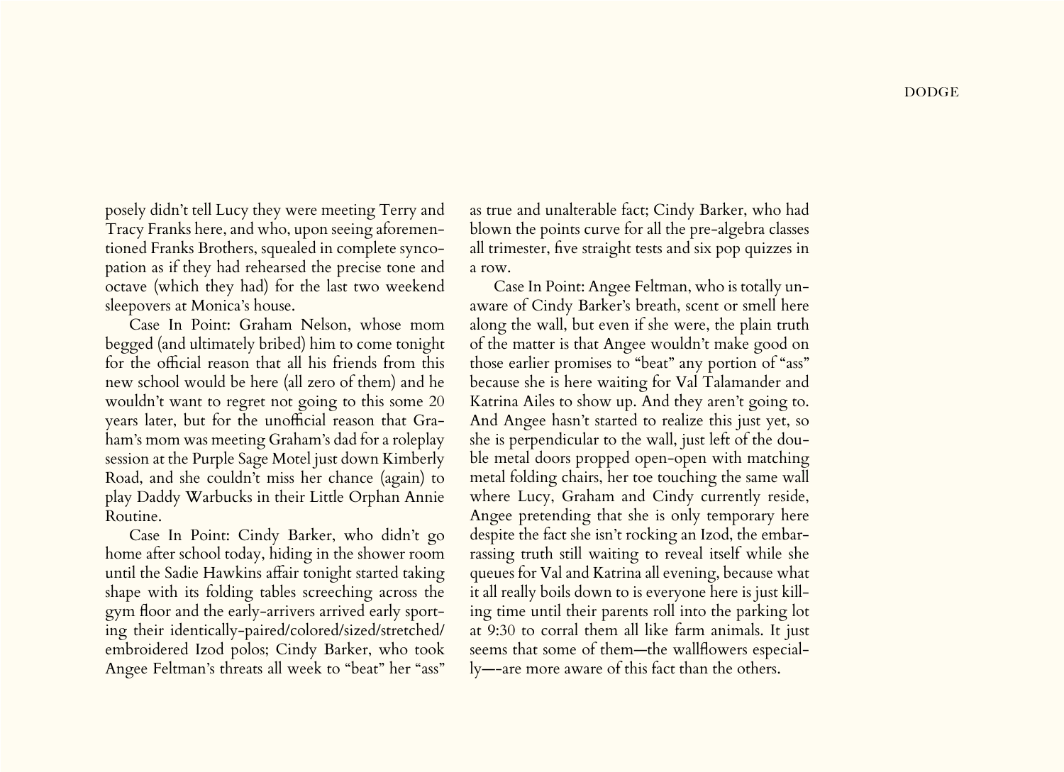posely didn't tell Lucy they were meeting Terry and Tracy Franks here, and who, upon seeing aforementioned Franks Brothers, squealed in complete syncopation as if they had rehearsed the precise tone and octave (which they had) for the last two weekend sleepovers at Monica's house.

Case In Point: Graham Nelson, whose mom begged (and ultimately bribed) him to come tonight for the official reason that all his friends from this new school would be here (all zero of them) and he wouldn't want to regret not going to this some 20 years later, but for the unofficial reason that Graham's mom was meeting Graham's dad for a roleplay session at the Purple Sage Motel just down Kimberly Road, and she couldn't miss her chance (again) to play Daddy Warbucks in their Little Orphan Annie Routine.

Case In Point: Cindy Barker, who didn't go home after school today, hiding in the shower room until the Sadie Hawkins affair tonight started taking shape with its folding tables screeching across the gym floor and the early-arrivers arrived early sporting their identically-paired/colored/sized/stretched/embroidered Izod polos; Cindy Barker, who took Angee Feltman's threats all week to "beat" her "ass" as true and unalterable fact; Cindy Barker, who had blown the points curve for all the pre-algebra classes all trimester, five straight tests and six pop quizzes in a row.

Case In Point: Angee Feltman, who is totally unaware of Cindy Barker's breath, scent or smell here along the wall, but even if she were, the plain truth of the matter is that Angee wouldn't make good on those earlier promises to "beat" any portion of "ass" because she is here waiting for Val Talamander and Katrina Ailes to show up. And they aren't going to. And Angee hasn't started to realize this just yet, so she is perpendicular to the wall, just left of the double metal doors propped open-open with matching metal folding chairs, her toe touching the same wall where Lucy, Graham and Cindy currently reside, Angee pretending that she is only temporary here despite the fact she isn't rocking an Izod, the embarrassing truth still waiting to reveal itself while she queues for Val and Katrina all evening, because what it all really boils down to is everyone here is just killing time until their parents roll into the parking lot at 9:30 to corral them all like farm animals. It just seems that some of them—the wallflowers especially—-are more aware of this fact than the others.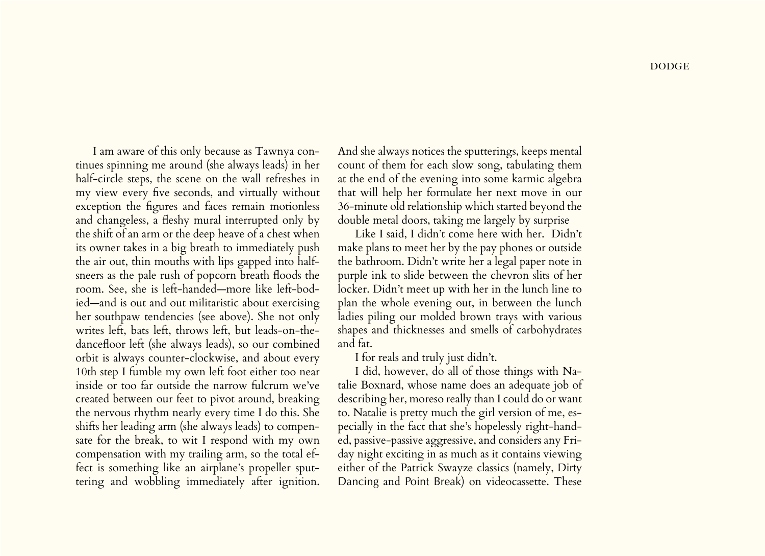I am aware of this only because as Tawnya continues spinning me around (she always leads) in her half-circle steps, the scene on the wall refreshes in my view every five seconds, and virtually without exception the figures and faces remain motionless and changeless, a fleshy mural interrupted only by the shift of an arm or the deep heave of a chest when its owner takes in a big breath to immediately push the air out, thin mouths with lips gapped into half-sneers as the pale rush of popcorn breath floods the room. See, she is left-handed—more like left-bodied—and is out and out militaristic about exercising her southpaw tendencies (see above). She not only writes left, bats left, throws left, but leads-on-the-dancefloor left (she always leads), so our combined orbit is always counter-clockwise, and about every 10th step I fumble my own left foot either too near inside or too far outside the narrow fulcrum we've created between our feet to pivot around, breaking the nervous rhythm nearly every time I do this. She shifts her leading arm (she always leads) to compensate for the break, to wit I respond with my own compensation with my trailing arm, so the total effect is something like an airplane's propeller sputtering and wobbling immediately after ignition. And she always notices the sputterings, keeps mental count of them for each slow song, tabulating them at the end of the evening into some karmic algebra that will help her formulate her next move in our 36-minute old relationship which started beyond the double metal doors, taking me largely by surprise

Like I said, I didn't come here with her. Didn't make plans to meet her by the pay phones or outside the bathroom. Didn't write her a legal paper note in purple ink to slide between the chevron slits of her locker. Didn't meet up with her in the lunch line to plan the whole evening out, in between the lunch ladies piling our molded brown trays with various shapes and thicknesses and smells of carbohydrates and fat.

I for reals and truly just didn't.

I did, however, do all of those things with Natalie Boxnard, whose name does an adequate job of describing her, moreso really than I could do or want to. Natalie is pretty much the girl version of me, especially in the fact that she's hopelessly right-handed, passive-passive aggressive, and considers any Friday night exciting in as much as it contains viewing either of the Patrick Swayze classics (namely, Dirty Dancing and Point Break) on videocassette. These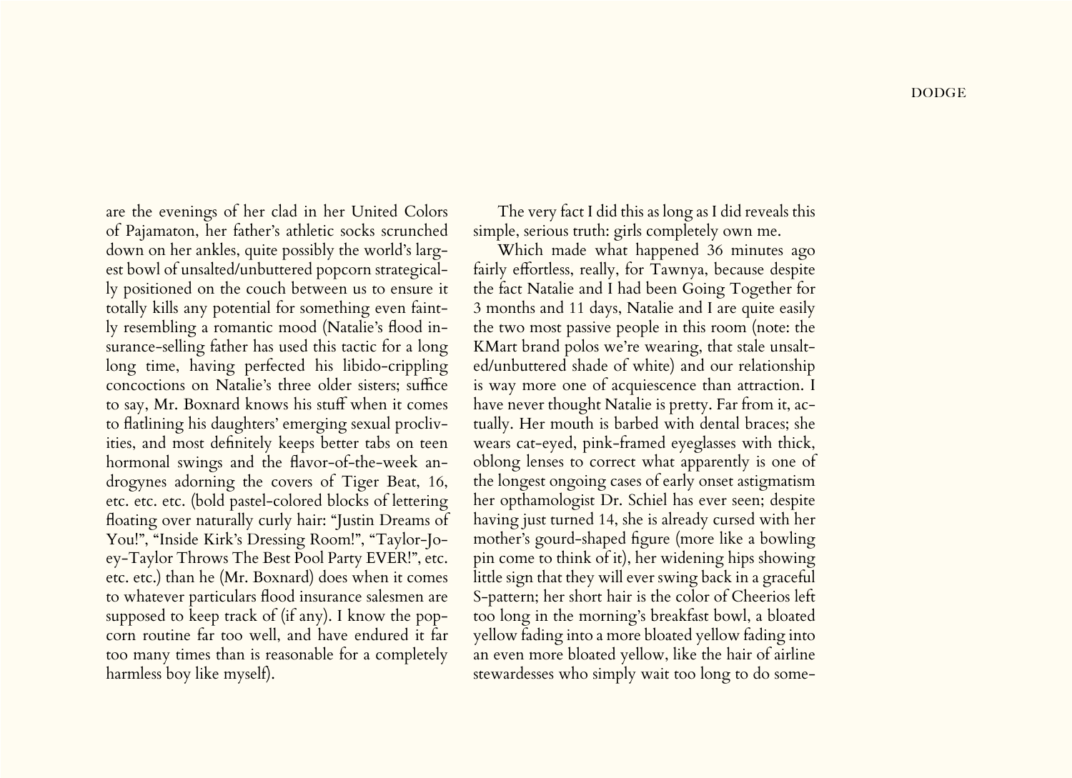are the evenings of her clad in her United Colors of Pajamaton, her father's athletic socks scrunched down on her ankles, quite possibly the world's largest bowl of unsalted/unbuttered popcorn strategically positioned on the couch between us to ensure it totally kills any potential for something even faintly resembling a romantic mood (Natalie's flood insurance-selling father has used this tactic for a long long time, having perfected his libido-crippling concoctions on Natalie's three older sisters; suffice to say, Mr. Boxnard knows his stuff when it comes to flatlining his daughters' emerging sexual proclivities, and most definitely keeps better tabs on teen hormonal swings and the flavor-of-the-week androgynes adorning the covers of Tiger Beat, 16, etc. etc. etc. (bold pastel-colored blocks of lettering floating over naturally curly hair: "Justin Dreams of You!", "Inside Kirk's Dressing Room!", "Taylor-Joey-Taylor Throws The Best Pool Party EVER!", etc. etc. etc.) than he (Mr. Boxnard) does when it comes to whatever particulars flood insurance salesmen are supposed to keep track of (if any). I know the popcorn routine far too well, and have endured it far too many times than is reasonable for a completely harmless boy like myself).

The very fact I did this as long as I did reveals this simple, serious truth: girls completely own me.

Which made what happened 36 minutes ago fairly effortless, really, for Tawnya, because despite the fact Natalie and I had been Going Together for 3 months and 11 days, Natalie and I are quite easily the two most passive people in this room (note: the KMart brand polos we're wearing, that stale unsalted/unbuttered shade of white) and our relationship is way more one of acquiescence than attraction. I have never thought Natalie is pretty. Far from it, actually. Her mouth is barbed with dental braces; she wears cat-eyed, pink-framed eyeglasses with thick, oblong lenses to correct what apparently is one of the longest ongoing cases of early onset astigmatism her opthamologist Dr. Schiel has ever seen; despite having just turned 14, she is already cursed with her mother's gourd-shaped figure (more like a bowling pin come to think of it), her widening hips showing little sign that they will ever swing back in a graceful S-pattern; her short hair is the color of Cheerios left too long in the morning's breakfast bowl, a bloated yellow fading into a more bloated yellow fading into an even more bloated yellow, like the hair of airline stewardesses who simply wait too long to do some-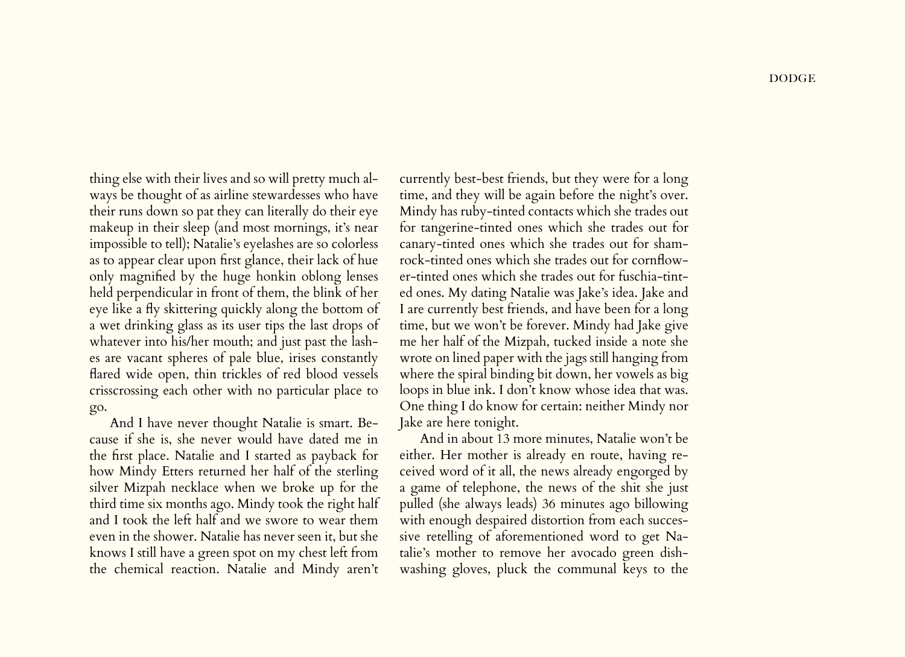thing else with their lives and so will pretty much always be thought of as airline stewardesses who have their runs down so pat they can literally do their eye makeup in their sleep (and most mornings, it's near impossible to tell); Natalie's eyelashes are so colorless as to appear clear upon first glance, their lack of hue only magnified by the huge honkin oblong lenses held perpendicular in front of them, the blink of her eye like a fly skittering quickly along the bottom of a wet drinking glass as its user tips the last drops of whatever into his/her mouth; and just past the lashes are vacant spheres of pale blue, irises constantly flared wide open, thin trickles of red blood vessels crisscrossing each other with no particular place to go.

And I have never thought Natalie is smart. Because if she is, she never would have dated me in the first place. Natalie and I started as payback for how Mindy Etters returned her half of the sterling silver Mizpah necklace when we broke up for the third time six months ago. Mindy took the right half and I took the left half and we swore to wear them even in the shower. Natalie has never seen it, but she knows I still have a green spot on my chest left from the chemical reaction. Natalie and Mindy aren't currently best-best friends, but they were for a long time, and they will be again before the night's over. Mindy has ruby-tinted contacts which she trades out for tangerine-tinted ones which she trades out for canary-tinted ones which she trades out for shamrock-tinted ones which she trades out for cornflower-tinted ones which she trades out for fuschia-tinted ones. My dating Natalie was Jake's idea. Jake and I are currently best friends, and have been for a long time, but we won't be forever. Mindy had Jake give me her half of the Mizpah, tucked inside a note she wrote on lined paper with the jags still hanging from where the spiral binding bit down, her vowels as big loops in blue ink. I don't know whose idea that was. One thing I do know for certain: neither Mindy nor Jake are here tonight.

And in about 13 more minutes, Natalie won't be either. Her mother is already en route, having received word of it all, the news already engorged by a game of telephone, the news of the shit she just pulled (she always leads) 36 minutes ago billowing with enough despaired distortion from each successive retelling of aforementioned word to get Natalie's mother to remove her avocado green dishwashing gloves, pluck the communal keys to the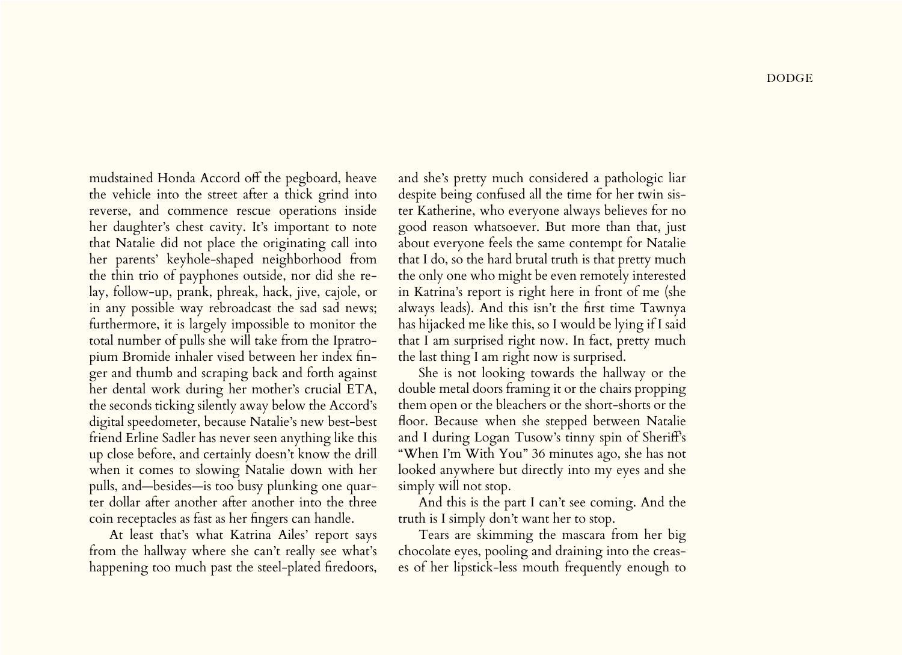mudstained Honda Accord off the pegboard, heave the vehicle into the street after a thick grind into reverse, and commence rescue operations inside her daughter's chest cavity. It's important to note that Natalie did not place the originating call into her parents' keyhole-shaped neighborhood from the thin trio of payphones outside, nor did she relay, follow-up, prank, phreak, hack, jive, cajole, or in any possible way rebroadcast the sad sad news; furthermore, it is largely impossible to monitor the total number of pulls she will take from the Ipratropium Bromide inhaler vised between her index finger and thumb and scraping back and forth against her dental work during her mother's crucial ETA, the seconds ticking silently away below the Accord's digital speedometer, because Natalie's new best-best friend Erline Sadler has never seen anything like this up close before, and certainly doesn't know the drill when it comes to slowing Natalie down with her pulls, and—besides—is too busy plunking one quarter dollar after another after another into the three coin receptacles as fast as her fingers can handle.

At least that's what Katrina Ailes' report says from the hallway where she can't really see what's happening too much past the steel-plated firedoors, and she's pretty much considered a pathologic liar despite being confused all the time for her twin sister Katherine, who everyone always believes for no good reason whatsoever. But more than that, just about everyone feels the same contempt for Natalie that I do, so the hard brutal truth is that pretty much the only one who might be even remotely interested in Katrina's report is right here in front of me (she always leads). And this isn't the first time Tawnya has hijacked me like this, so I would be lying if I said that I am surprised right now. In fact, pretty much the last thing I am right now is surprised.

She is not looking towards the hallway or the double metal doors framing it or the chairs propping them open or the bleachers or the short-shorts or the floor. Because when she stepped between Natalie and I during Logan Tusow's tinny spin of Sheriff's "When I'm With You" 36 minutes ago, she has not looked anywhere but directly into my eyes and she simply will not stop.

And this is the part I can't see coming. And the truth is I simply don't want her to stop.

Tears are skimming the mascara from her big chocolate eyes, pooling and draining into the creases of her lipstick-less mouth frequently enough to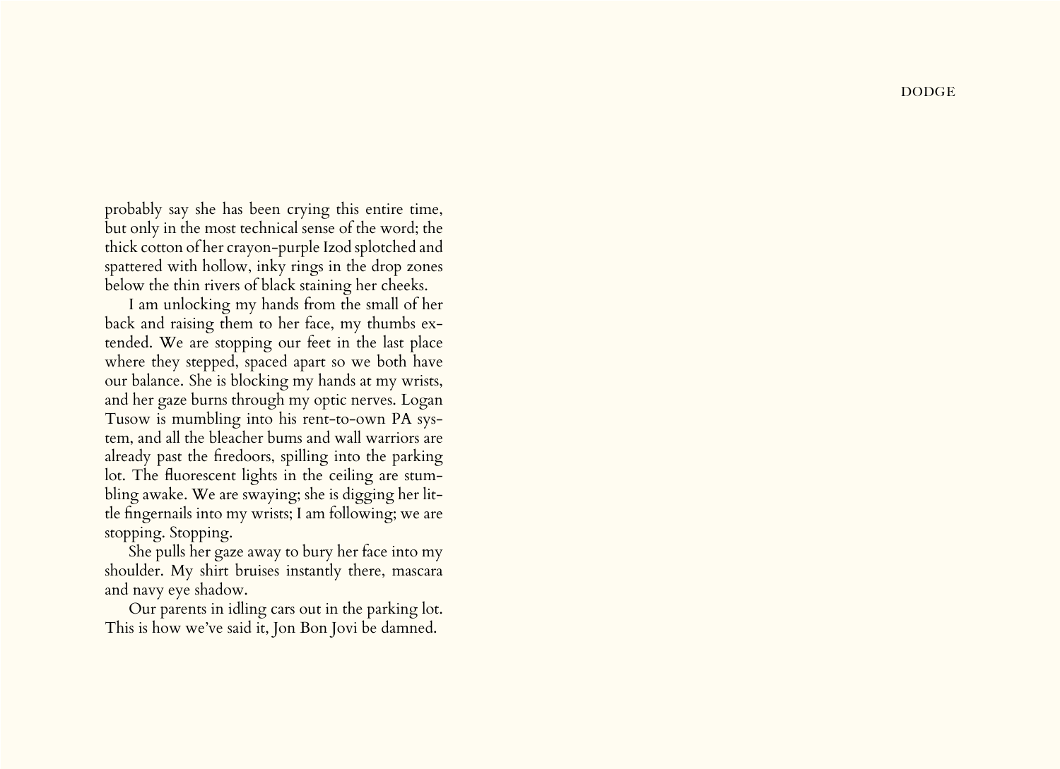probably say she has been crying this entire time, but only in the most technical sense of the word; the thick cotton of her crayon-purple Izod splotched and spattered with hollow, inky rings in the drop zones below the thin rivers of black staining her cheeks.

I am unlocking my hands from the small of her back and raising them to her face, my thumbs extended. We are stopping our feet in the last place where they stepped, spaced apart so we both have our balance. She is blocking my hands at my wrists, and her gaze burns through my optic nerves. Logan Tusow is mumbling into his rent-to-own PA system, and all the bleacher bums and wall warriors are already past the firedoors, spilling into the parking lot. The fluorescent lights in the ceiling are stumbling awake. We are swaying; she is digging her little fingernails into my wrists; I am following; we are stopping. Stopping.

She pulls her gaze away to bury her face into my shoulder. My shirt bruises instantly there, mascara and navy eye shadow.

Our parents in idling cars out in the parking lot. This is how we've said it, Jon Bon Jovi be damned.